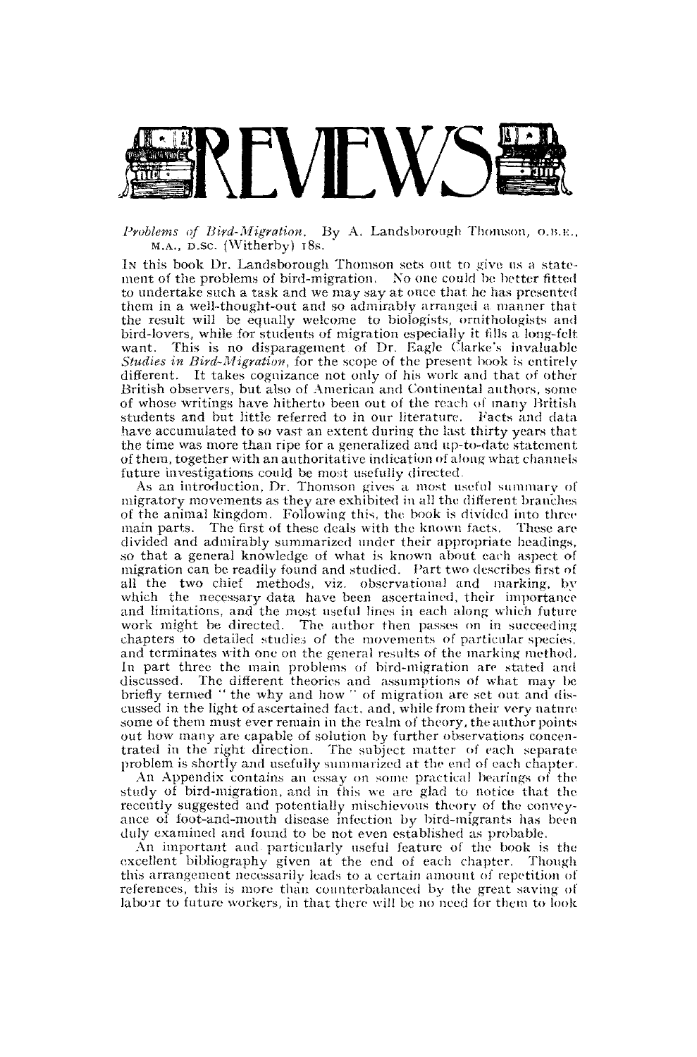# REVIEWS

*Problems of Bird-Migration.* By A. Landsborough Thomson, O.B.E., M.A., D.Sc. (Witherby) 18s.

In this book Dr. Landsborough Thomson sets out to give us a statement of the problems of bird-migration. No one could be better fitted to undertake such a task and we may say at once that he has presented them in a well-thought-out and so admirably arranged a manner that the result will be equally welcome to biologists, ornithologists and bird-lovers, while for students of migration especially it fills a long-felt want. This is no disparagement of Dr. Eagle Clarke's invaluable *Studies in Bird-Migration*, for the scope of the present book is entirely different. It takes cognizance not only of his work and that of other British observers, but also of American and Continental authors, some of whose writings have hitherto been out of the reach of many British students and but little referred to in our literature. Facts and data have accumulated to so vast an extent during the last thirty years that the time was more than ripe for a generalized and up-to-date statement of them, together with an authoritative indication of along what channels future investigations could be most usefully directed.

As an introduction, Dr. Thomson gives a most useful summary of migratory movements as they are exhibited in all the different branches of the animal kingdom. Following this, the book is divided into three main parts. The first of these deals with the known facts. These are divided and admirably summarized under their appropriate headings, so that a general knowledge of what is known about each aspect of migration can be readily found and studied. Part two describes first of all the two chief methods, viz. observational and marking, by which the necessary data have been ascertained, their importance and limitations, and the most useful lines in each along which future work might be directed. The author then passes on in succeeding chapters to detailed studies of the movements of particular species, and terminates with one on the general results of the marking method. In part three the main problems of bird-migration are stated and discussed. The different theories and assumptions of what may be briefly termed "the why and how" of migration are set out and discussed in the light of ascertained fact, and, while from their very nature some of them must ever remain in the realm of theory, the author points out how many are capable of solution by further observations concentrated in the right direction. The subject matter of each separate problem is shortly and usefully summarized at the end of each chapter.

An Appendix contains an essay on some practical bearings of the study of bird-migration, and in this we are glad to notice that the recently suggested and potentially mischievous theory of the conveyance of foot-and-mouth disease infection by bird-migrants has been duly examined and found to be not even established as probable.

An important and particularly useful feature of the book is the excellent bibliography given at the end of each chapter. Though this arrangement necessarily leads to a certain amount of repetition of references, this is more than counterbalanced by the great saving of labour to future workers, in that there will be no need for them to look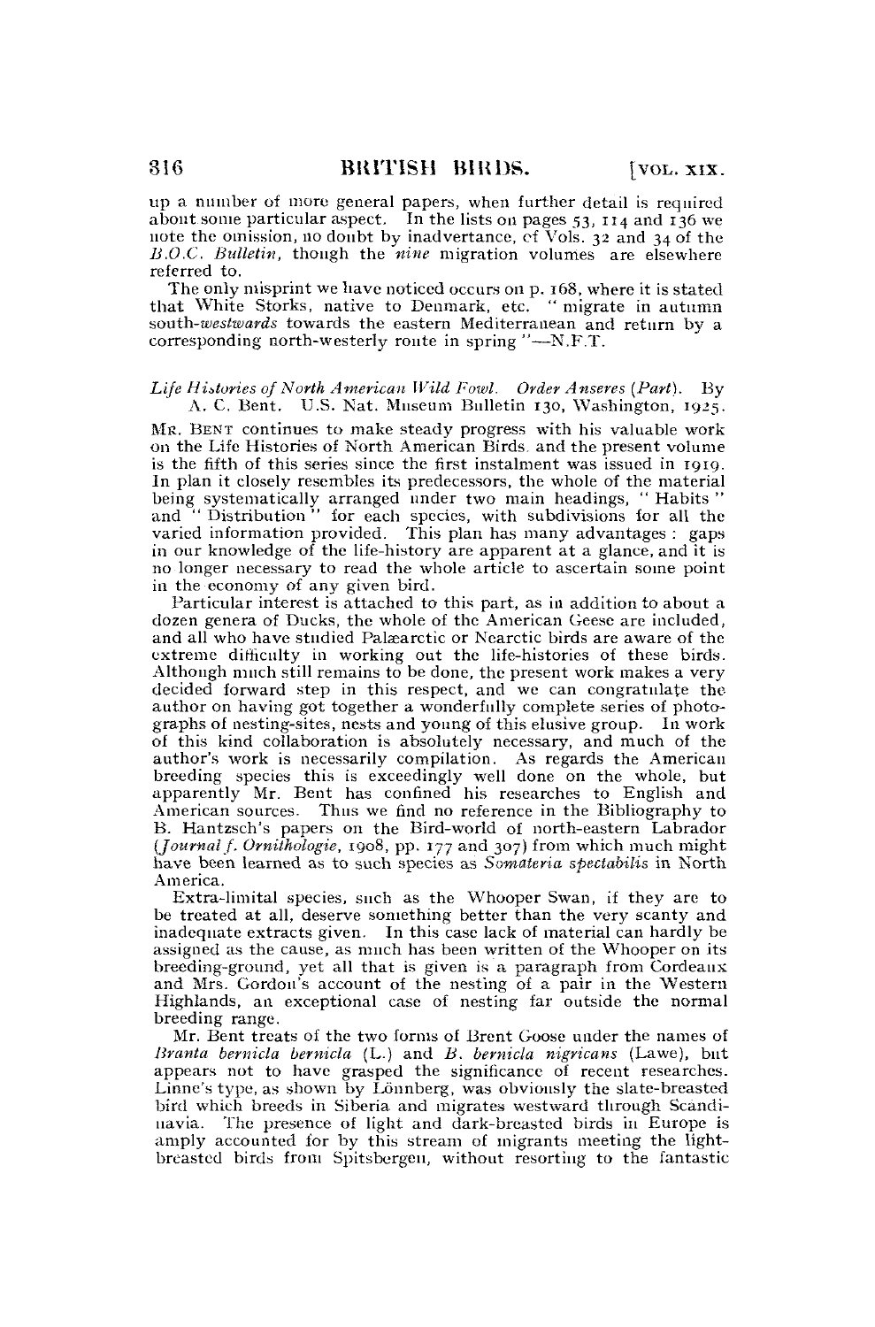up a number of more general papers, when further detail is required about some particular aspect. In the lists on pages 53, 114 and 136 we note the omission, no doubt by inadvertance, of Vols. 32 and 34 of the *B.O.C. Bulletin*, though the *nine* migration volumes are elsewhere referred to.

The only misprint we have noticed occurs on p. 168, where it is stated that White Storks, native to Denmark, etc. "migrate in autumn south-*westwards* towards the eastern Mediterranean and return by a corresponding north-westerly route in spring"—N.F.T.

*Life Histories of North American Wild Fowl. Order Anseres (Part).* By A. C. Bent. U.S. Nat. Museum Bulletin 130, Washington, 1925.

MR. BENT continues to make steady progress with his valuable work on the Life Histories of North American Birds and the present volume is the fifth of this series since the first instalment was issued in 1919. In plan it closely resembles its predecessors, the whole of the material being systematically arranged under two main headings, "Habits" and "Distribution" for each species, with subdivisions for all the varied information provided. This plan has many advantages: gaps in our knowledge of the life-history are apparent at a glance, and it is no longer necessary to read the whole article to ascertain some point in the economy of any given bird.

Particular interest is attached to this part, as in addition to about a dozen genera of Ducks, the whole of the American Geese are included, and all who have studied Palæarctic or Nearctic birds are aware of the extreme difficulty in working out the life-histories of these birds. Although much still remains to be done, the present work makes a very decided forward step in this respect, and we can congratulate the author on having got together a wonderfully complete series of photographs of nesting-sites, nests and young of this elusive group. In work of this kind collaboration is absolutely necessary, and much of the author's work is necessarily compilation. As regards the American breeding species this is exceedingly well done on the whole, but apparently Mr. Bent has confined his researches to English and American sources. Thus we find no reference in the Bibliography to B. Hantzsch's papers on the Bird-world of north-eastern Labrador (*Journal f. Ornithologie*, 1908, pp. 177 and 307) from which much might have been learned as to such species as *Somateria spectabilis* in North America.

Extra-limital species, such as the Whooper Swan, if they are to be treated at all, deserve something better than the very scanty and inadequate extracts given. In this case lack of material can hardly be assigned as the cause, as much has been written of the Whooper on its breeding-ground, yet all that is given is a paragraph from Cordeaux and Mrs. Gordon's account of the nesting of a pair in the Western Highlands, an exceptional case of nesting far outside the normal breeding range.

Mr. Bent treats of the two forms of Brent Goose under the names of *Branta bernicla bernicla* (L.) and *B. bernicla nigricans* (Lawe), but appears not to have grasped the significance of recent researches. Linne's type, as shown by Lönnberg, was obviously the slate-breasted bird which breeds in Siberia and migrates westward through Scandinavia. The presence of light and dark-breasted birds in Europe is amply accounted for by this stream of migrants meeting the light-breasted birds from Spitsbergen, without resorting to the fantastic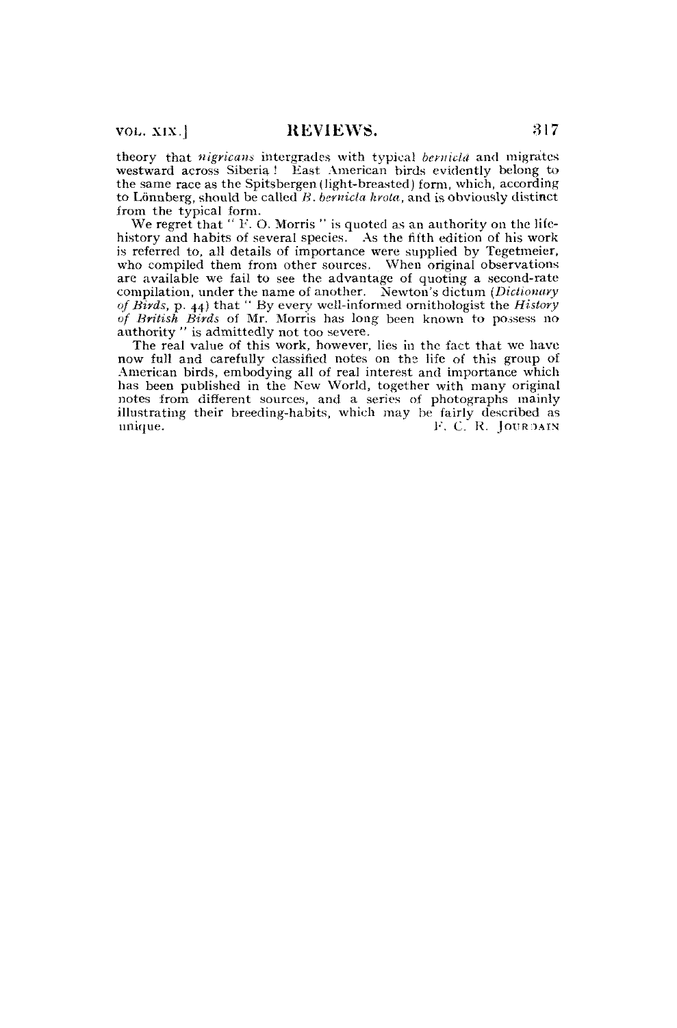theory that *nigricans* intergrades with typical *bernicla* and migrates westward across Siberia! East American birds evidently belong to the same race as the Spitsbergen (light-breasted) form, which, according to Lönnberg, should be called *B. bernicla hrota*, and is obviously distinct from the typical form.

We regret that "F. O. Morris" is quoted as an authority on the life-history and habits of several species. As the fifth edition of his work is referred to, all details of importance were supplied by Tegetmeier, who compiled them from other sources. When original observations are available we fail to see the advantage of quoting a second-rate compilation, under the name of another. Newton's dictum (*Dictionary of Birds*, p. 44) that "By every well-informed ornithologist the *History of British Birds* of Mr. Morris has long been known to possess no authority" is admittedly not too severe.

The real value of this work, however, lies in the fact that we have now full and carefully classified notes on the life of this group of American birds, embodying all of real interest and importance which has been published in the New World, together with many original notes from different sources, and a series of photographs mainly illustrating their breeding-habits, which may be fairly described as unique.

F. C. R. JOURDAIN